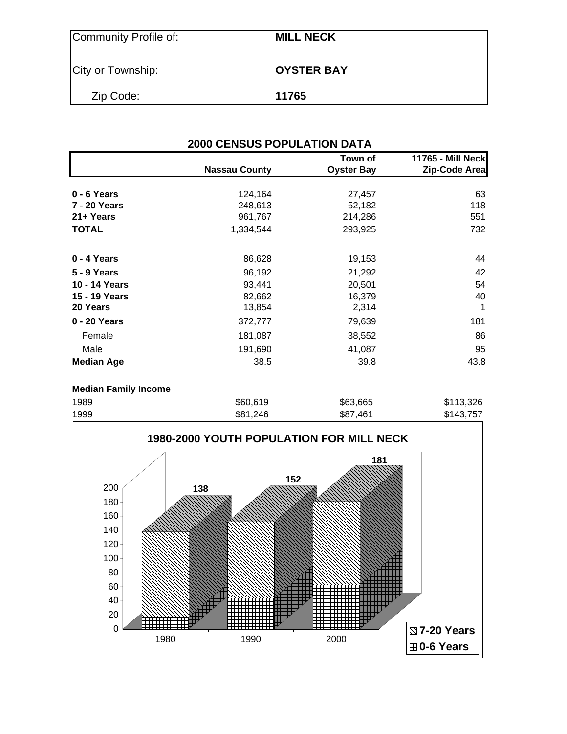| | |
|---|---|
| Community Profile of: | **MILL NECK** |
| City or Township: | **OYSTER BAY** |
| Zip Code: | **11765** |

## 2000 CENSUS POPULATION DATA

| | Nassau County | Town of Oyster Bay | 11765 - Mill Neck Zip-Code Area |
|---|---|---|---|
| **0 - 6 Years** | 124,164 | 27,457 | 63 |
| **7 - 20 Years** | 248,613 | 52,182 | 118 |
| **21+ Years** | 961,767 | 214,286 | 551 |
| **TOTAL** | 1,334,544 | 293,925 | 732 |
| **0 - 4 Years** | 86,628 | 19,153 | 44 |
| **5 - 9 Years** | 96,192 | 21,292 | 42 |
| **10 - 14 Years** | 93,441 | 20,501 | 54 |
| **15 - 19 Years** | 82,662 | 16,379 | 40 |
| **20 Years** | 13,854 | 2,314 | 1 |
| **0 - 20 Years** | 372,777 | 79,639 | 181 |
| Female | 181,087 | 38,552 | 86 |
| Male | 191,690 | 41,087 | 95 |
| **Median Age** | 38.5 | 39.8 | 43.8 |

**Median Family Income**

| | | | |
|---|---|---|---|
| 1989 | $60,619 | $63,665 | $113,326 |
| 1999 | $81,246 | $87,461 | $143,757 |

**1980-2000 YOUTH POPULATION FOR MILL NECK**

| Year | Total (0-20 Years) |
|---|---|
| 1980 | 138 |
| 1990 | 152 |
| 2000 | 181 |

Legend: 7-20 Years; 0-6 Years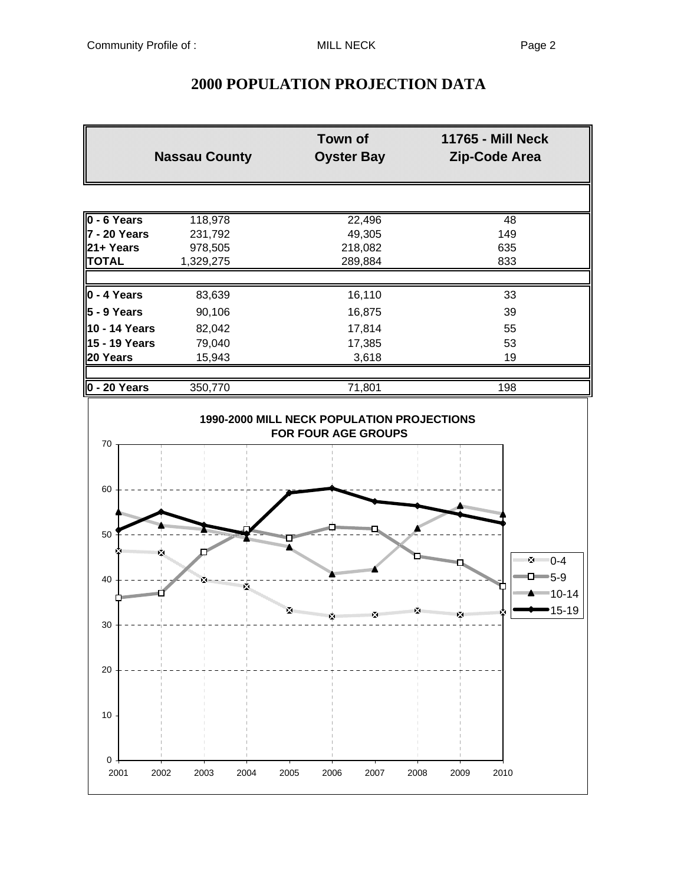# 2000 POPULATION PROJECTION DATA

| | Nassau County | Town of Oyster Bay | 11765 - Mill Neck Zip-Code Area |
|---|---|---|---|
| **0 - 6 Years** | 118,978 | 22,496 | 48 |
| **7 - 20 Years** | 231,792 | 49,305 | 149 |
| **21+ Years** | 978,505 | 218,082 | 635 |
| **TOTAL** | 1,329,275 | 289,884 | 833 |
| | | | |
| **0 - 4 Years** | 83,639 | 16,110 | 33 |
| **5 - 9 Years** | 90,106 | 16,875 | 39 |
| **10 - 14 Years** | 82,042 | 17,814 | 55 |
| **15 - 19 Years** | 79,040 | 17,385 | 53 |
| **20 Years** | 15,943 | 3,618 | 19 |
| | | | |
| **0 - 20 Years** | 350,770 | 71,801 | 198 |

**1990-2000 MILL NECK POPULATION PROJECTIONS FOR FOUR AGE GROUPS**

(Line chart, years 2001–2010, y-axis 0–70; series: 0-4, 5-9, 10-14, 15-19)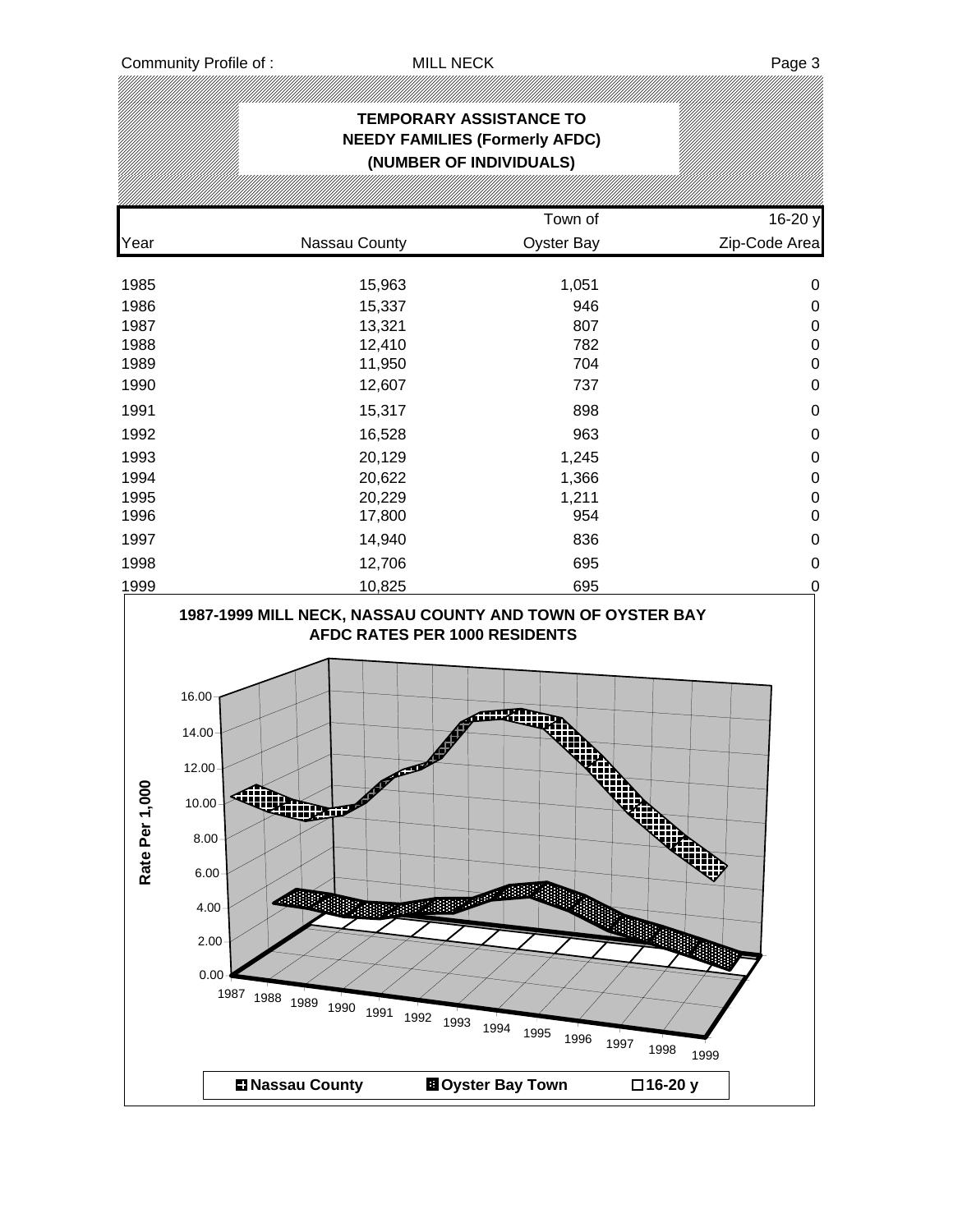## TEMPORARY ASSISTANCE TO NEEDY FAMILIES (Formerly AFDC) (NUMBER OF INDIVIDUALS)

| Year | Nassau County | Town of Oyster Bay | 16-20 y Zip-Code Area |
|---|---|---|---|
| 1985 | 15,963 | 1,051 | 0 |
| 1986 | 15,337 | 946 | 0 |
| 1987 | 13,321 | 807 | 0 |
| 1988 | 12,410 | 782 | 0 |
| 1989 | 11,950 | 704 | 0 |
| 1990 | 12,607 | 737 | 0 |
| 1991 | 15,317 | 898 | 0 |
| 1992 | 16,528 | 963 | 0 |
| 1993 | 20,129 | 1,245 | 0 |
| 1994 | 20,622 | 1,366 | 0 |
| 1995 | 20,229 | 1,211 | 0 |
| 1996 | 17,800 | 954 | 0 |
| 1997 | 14,940 | 836 | 0 |
| 1998 | 12,706 | 695 | 0 |
| 1999 | 10,825 | 695 | 0 |

**1987-1999 MILL NECK, NASSAU COUNTY AND TOWN OF OYSTER BAY AFDC RATES PER 1000 RESIDENTS**

Rate Per 1,000

Nassau County | Oyster Bay Town | 16-20 y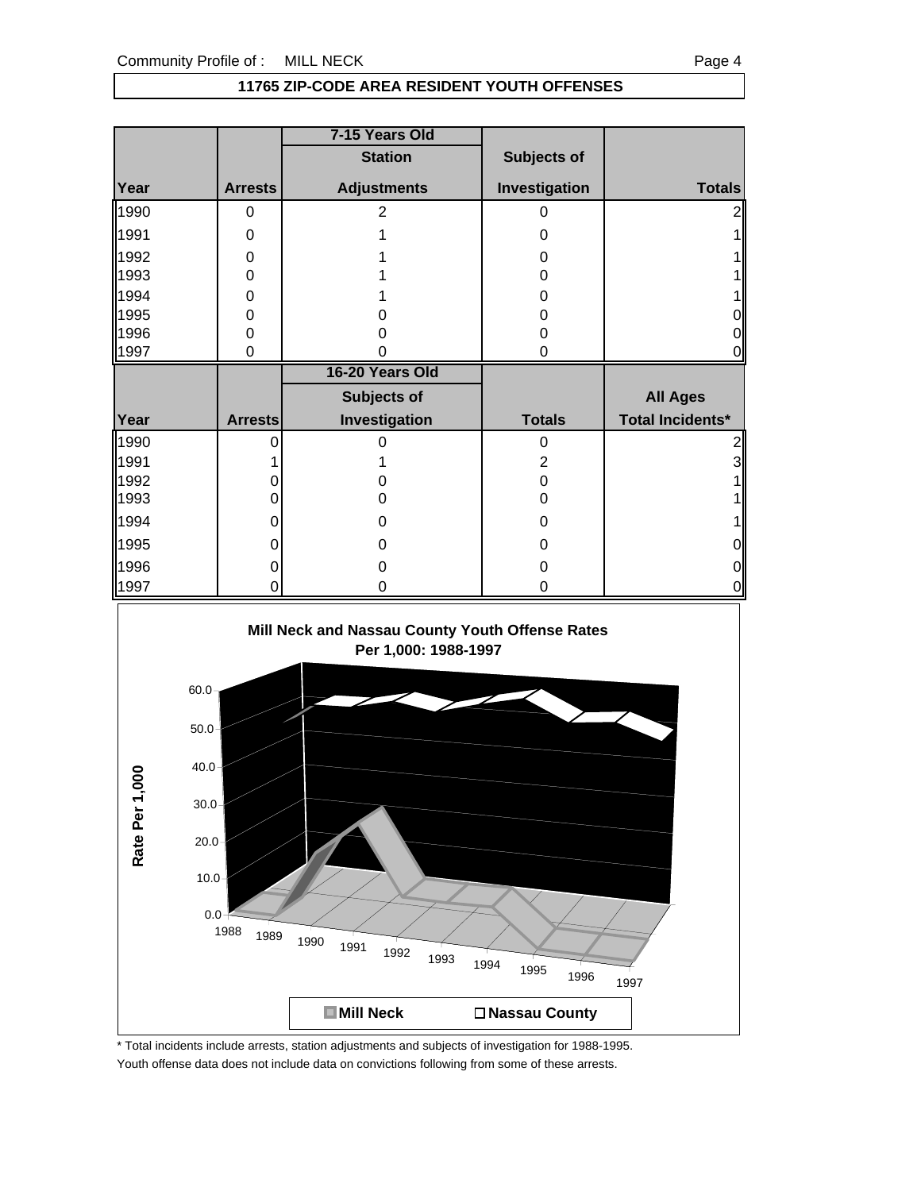## 11765 ZIP-CODE AREA RESIDENT YOUTH OFFENSES

| | | 7-15 Years Old | | |
|---|---|---|---|---|
| | | Station | Subjects of | |
| Year | Arrests | Adjustments | Investigation | Totals |
| 1990 | 0 | 2 | 0 | 2 |
| 1991 | 0 | 1 | 0 | 1 |
| 1992 | 0 | 1 | 0 | 1 |
| 1993 | 0 | 1 | 0 | 1 |
| 1994 | 0 | 1 | 0 | 1 |
| 1995 | 0 | 0 | 0 | 0 |
| 1996 | 0 | 0 | 0 | 0 |
| 1997 | 0 | 0 | 0 | 0 |

| | | 16-20 Years Old | | |
|---|---|---|---|---|
| | | Subjects of | | All Ages |
| Year | Arrests | Investigation | Totals | Total Incidents* |
| 1990 | 0 | 0 | 0 | 2 |
| 1991 | 1 | 1 | 2 | 3 |
| 1992 | 0 | 0 | 0 | 1 |
| 1993 | 0 | 0 | 0 | 1 |
| 1994 | 0 | 0 | 0 | 1 |
| 1995 | 0 | 0 | 0 | 0 |
| 1996 | 0 | 0 | 0 | 0 |
| 1997 | 0 | 0 | 0 | 0 |

**Mill Neck and Nassau County Youth Offense Rates Per 1,000: 1988-1997**

(Chart: Rate Per 1,000, 0.0–60.0; years 1988–1997; legend: Mill Neck, Nassau County)

\* Total incidents include arrests, station adjustments and subjects of investigation for 1988-1995.

Youth offense data does not include data on convictions following from some of these arrests.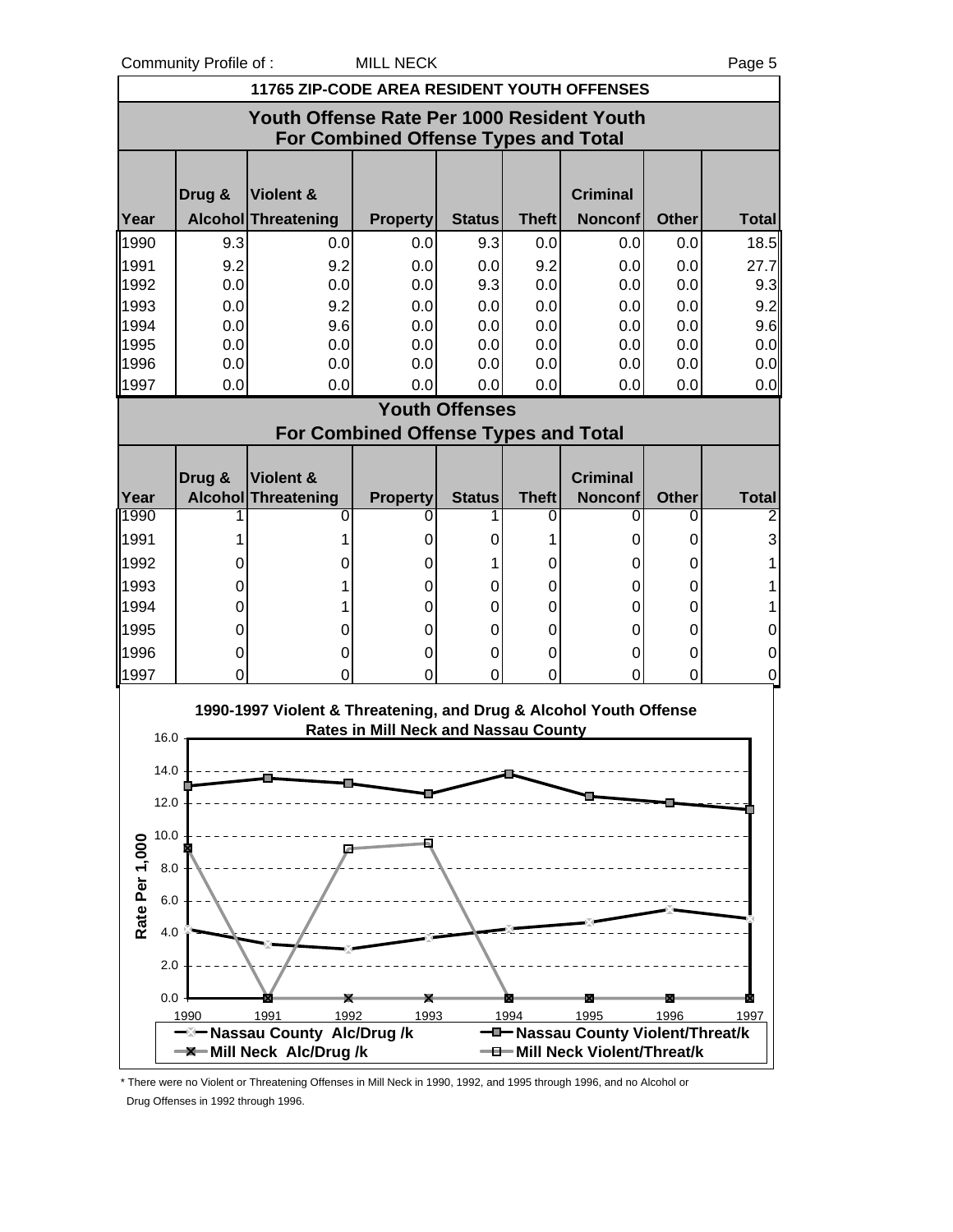## 11765 ZIP-CODE AREA RESIDENT YOUTH OFFENSES

### Youth Offense Rate Per 1000 Resident Youth For Combined Offense Types and Total

| Year | Drug & Alcohol | Violent & Threatening | Property | Status | Theft | Criminal Nonconf | Other | Total |
|---|---|---|---|---|---|---|---|---|
| 1990 | 9.3 | 0.0 | 0.0 | 9.3 | 0.0 | 0.0 | 0.0 | 18.5 |
| 1991 | 9.2 | 9.2 | 0.0 | 0.0 | 9.2 | 0.0 | 0.0 | 27.7 |
| 1992 | 0.0 | 0.0 | 0.0 | 9.3 | 0.0 | 0.0 | 0.0 | 9.3 |
| 1993 | 0.0 | 9.2 | 0.0 | 0.0 | 0.0 | 0.0 | 0.0 | 9.2 |
| 1994 | 0.0 | 9.6 | 0.0 | 0.0 | 0.0 | 0.0 | 0.0 | 9.6 |
| 1995 | 0.0 | 0.0 | 0.0 | 0.0 | 0.0 | 0.0 | 0.0 | 0.0 |
| 1996 | 0.0 | 0.0 | 0.0 | 0.0 | 0.0 | 0.0 | 0.0 | 0.0 |
| 1997 | 0.0 | 0.0 | 0.0 | 0.0 | 0.0 | 0.0 | 0.0 | 0.0 |

### Youth Offenses For Combined Offense Types and Total

| Year | Drug & Alcohol | Violent & Threatening | Property | Status | Theft | Criminal Nonconf | Other | Total |
|---|---|---|---|---|---|---|---|---|
| 1990 | 1 | 0 | 0 | 1 | 0 | 0 | 0 | 2 |
| 1991 | 1 | 1 | 0 | 0 | 1 | 0 | 0 | 3 |
| 1992 | 0 | 0 | 0 | 1 | 0 | 0 | 0 | 1 |
| 1993 | 0 | 1 | 0 | 0 | 0 | 0 | 0 | 1 |
| 1994 | 0 | 1 | 0 | 0 | 0 | 0 | 0 | 1 |
| 1995 | 0 | 0 | 0 | 0 | 0 | 0 | 0 | 0 |
| 1996 | 0 | 0 | 0 | 0 | 0 | 0 | 0 | 0 |
| 1997 | 0 | 0 | 0 | 0 | 0 | 0 | 0 | 0 |

**1990-1997 Violent & Threatening, and Drug & Alcohol Youth Offense Rates in Mill Neck and Nassau County**

\* There were no Violent or Threatening Offenses in Mill Neck in 1990, 1992, and 1995 through 1996, and no Alcohol or Drug Offenses in 1992 through 1996.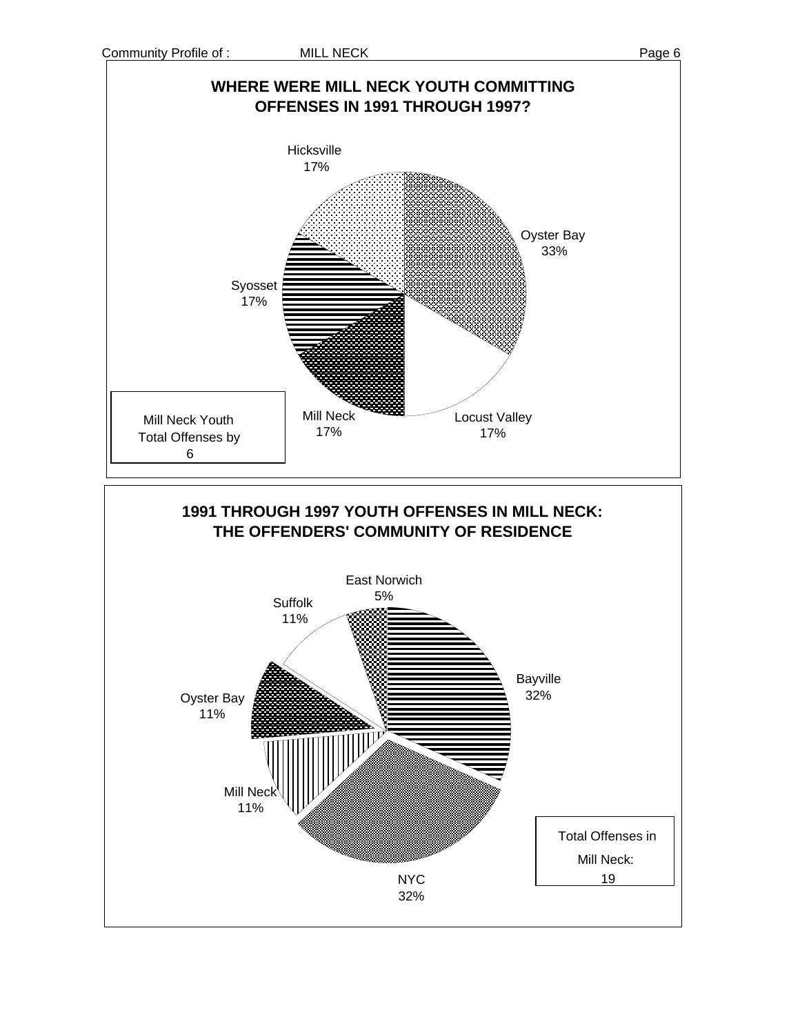## WHERE WERE MILL NECK YOUTH COMMITTING OFFENSES IN 1991 THROUGH 1997?

| Location | Percent |
|---|---|
| Oyster Bay | 33% |
| Locust Valley | 17% |
| Mill Neck | 17% |
| Syosset | 17% |
| Hicksville | 17% |

Mill Neck Youth Total Offenses by
6

## 1991 THROUGH 1997 YOUTH OFFENSES IN MILL NECK: THE OFFENDERS' COMMUNITY OF RESIDENCE

| Community | Percent |
|---|---|
| Bayville | 32% |
| NYC | 32% |
| Mill Neck | 11% |
| Oyster Bay | 11% |
| Suffolk | 11% |
| East Norwich | 5% |

Total Offenses in
Mill Neck:
19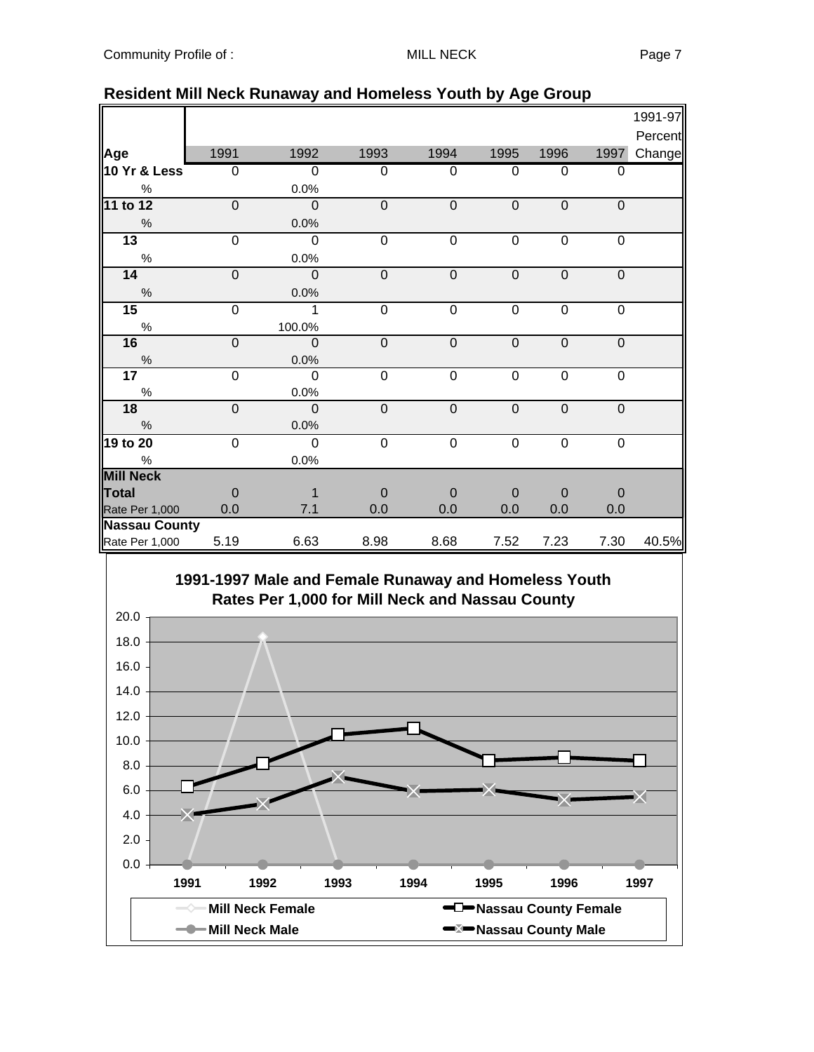## Resident Mill Neck Runaway and Homeless Youth by Age Group

| Age | 1991 | 1992 | 1993 | 1994 | 1995 | 1996 | 1997 | 1991-97 Percent Change |
|---|---|---|---|---|---|---|---|---|
| **10 Yr & Less** | 0 | 0 | 0 | 0 | 0 | 0 | 0 | |
| % | | 0.0% | | | | | | |
| **11 to 12** | 0 | 0 | 0 | 0 | 0 | 0 | 0 | |
| % | | 0.0% | | | | | | |
| **13** | 0 | 0 | 0 | 0 | 0 | 0 | 0 | |
| % | | 0.0% | | | | | | |
| **14** | 0 | 0 | 0 | 0 | 0 | 0 | 0 | |
| % | | 0.0% | | | | | | |
| **15** | 0 | 1 | 0 | 0 | 0 | 0 | 0 | |
| % | | 100.0% | | | | | | |
| **16** | 0 | 0 | 0 | 0 | 0 | 0 | 0 | |
| % | | 0.0% | | | | | | |
| **17** | 0 | 0 | 0 | 0 | 0 | 0 | 0 | |
| % | | 0.0% | | | | | | |
| **18** | 0 | 0 | 0 | 0 | 0 | 0 | 0 | |
| % | | 0.0% | | | | | | |
| **19 to 20** | 0 | 0 | 0 | 0 | 0 | 0 | 0 | |
| % | | 0.0% | | | | | | |
| **Mill Neck** | | | | | | | | |
| **Total** | 0 | 1 | 0 | 0 | 0 | 0 | 0 | |
| Rate Per 1,000 | 0.0 | 7.1 | 0.0 | 0.0 | 0.0 | 0.0 | 0.0 | |
| **Nassau County** | | | | | | | | |
| Rate Per 1,000 | 5.19 | 6.63 | 8.98 | 8.68 | 7.52 | 7.23 | 7.30 | 40.5% |

**1991-1997 Male and Female Runaway and Homeless Youth Rates Per 1,000 for Mill Neck and Nassau County**

Legend: Mill Neck Female; Nassau County Female; Mill Neck Male; Nassau County Male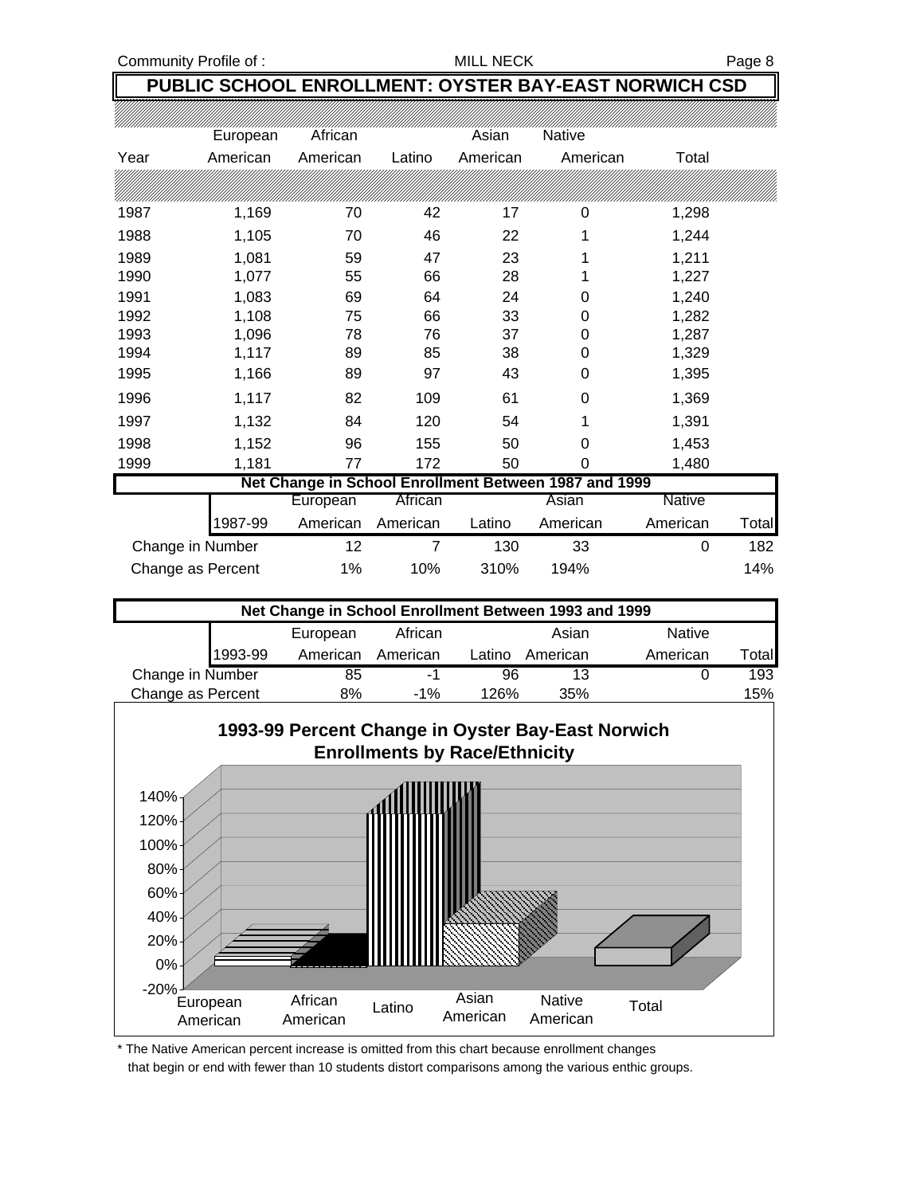## PUBLIC SCHOOL ENROLLMENT: OYSTER BAY-EAST NORWICH CSD

| Year | European American | African American | Latino | Asian American | Native American | Total |
|---|---|---|---|---|---|---|
| 1987 | 1,169 | 70 | 42 | 17 | 0 | 1,298 |
| 1988 | 1,105 | 70 | 46 | 22 | 1 | 1,244 |
| 1989 | 1,081 | 59 | 47 | 23 | 1 | 1,211 |
| 1990 | 1,077 | 55 | 66 | 28 | 1 | 1,227 |
| 1991 | 1,083 | 69 | 64 | 24 | 0 | 1,240 |
| 1992 | 1,108 | 75 | 66 | 33 | 0 | 1,282 |
| 1993 | 1,096 | 78 | 76 | 37 | 0 | 1,287 |
| 1994 | 1,117 | 89 | 85 | 38 | 0 | 1,329 |
| 1995 | 1,166 | 89 | 97 | 43 | 0 | 1,395 |
| 1996 | 1,117 | 82 | 109 | 61 | 0 | 1,369 |
| 1997 | 1,132 | 84 | 120 | 54 | 1 | 1,391 |
| 1998 | 1,152 | 96 | 155 | 50 | 0 | 1,453 |
| 1999 | 1,181 | 77 | 172 | 50 | 0 | 1,480 |

**Net Change in School Enrollment Between 1987 and 1999**

| 1987-99 | European American | African American | Latino | Asian American | Native American | Total |
|---|---|---|---|---|---|---|
| Change in Number | 12 | 7 | 130 | 33 | 0 | 182 |
| Change as Percent | 1% | 10% | 310% | 194% | | 14% |

**Net Change in School Enrollment Between 1993 and 1999**

| 1993-99 | European American | African American | Latino | Asian American | Native American | Total |
|---|---|---|---|---|---|---|
| Change in Number | 85 | -1 | 96 | 13 | 0 | 193 |
| Change as Percent | 8% | -1% | 126% | 35% | | 15% |

**1993-99 Percent Change in Oyster Bay-East Norwich Enrollments by Race/Ethnicity**

\* The Native American percent increase is omitted from this chart because enrollment changes that begin or end with fewer than 10 students distort comparisons among the various enthic groups.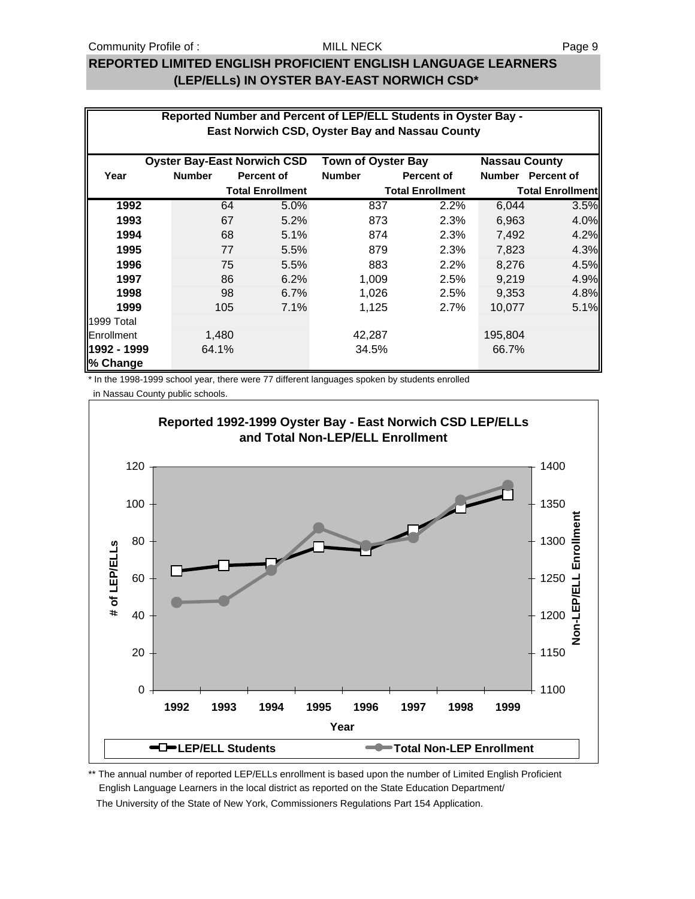## REPORTED LIMITED ENGLISH PROFICIENT ENGLISH LANGUAGE LEARNERS (LEP/ELLs) IN OYSTER BAY-EAST NORWICH CSD*

**Reported Number and Percent of LEP/ELL Students in Oyster Bay - East Norwich CSD, Oyster Bay and Nassau County**

| Year | Oyster Bay-East Norwich CSD | | Town of Oyster Bay | | Nassau County | |
|---|---|---|---|---|---|---|
| | Number | Percent of Total Enrollment | Number | Percent of Total Enrollment | Number | Percent of Total Enrollment |
| **1992** | 64 | 5.0% | 837 | 2.2% | 6,044 | 3.5% |
| **1993** | 67 | 5.2% | 873 | 2.3% | 6,963 | 4.0% |
| **1994** | 68 | 5.1% | 874 | 2.3% | 7,492 | 4.2% |
| **1995** | 77 | 5.5% | 879 | 2.3% | 7,823 | 4.3% |
| **1996** | 75 | 5.5% | 883 | 2.2% | 8,276 | 4.5% |
| **1997** | 86 | 6.2% | 1,009 | 2.5% | 9,219 | 4.9% |
| **1998** | 98 | 6.7% | 1,026 | 2.5% | 9,353 | 4.8% |
| **1999** | 105 | 7.1% | 1,125 | 2.7% | 10,077 | 5.1% |
| 1999 Total Enrollment | 1,480 | | 42,287 | | 195,804 | |
| **1992 - 1999 % Change** | 64.1% | | 34.5% | | 66.7% | |

\* In the 1998-1999 school year, there were 77 different languages spoken by students enrolled in Nassau County public schools.

**Reported 1992-1999 Oyster Bay - East Norwich CSD LEP/ELLs and Total Non-LEP/ELL Enrollment**

| Year | 1992 | 1993 | 1994 | 1995 | 1996 | 1997 | 1998 | 1999 |
|---|---|---|---|---|---|---|---|---|
| LEP/ELL Students | 64 | 67 | 68 | 77 | 75 | 86 | 98 | 105 |

\*\* The annual number of reported LEP/ELLs enrollment is based upon the number of Limited English Proficient English Language Learners in the local district as reported on the State Education Department/ The University of the State of New York, Commissioners Regulations Part 154 Application.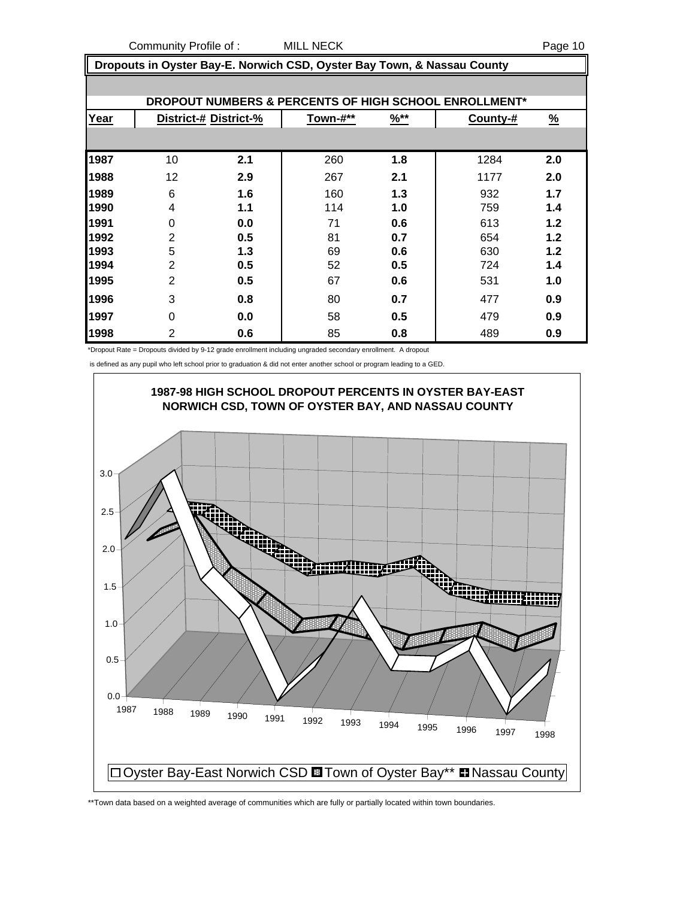## Dropouts in Oyster Bay-E. Norwich CSD, Oyster Bay Town, & Nassau County

**DROPOUT NUMBERS & PERCENTS OF HIGH SCHOOL ENROLLMENT***

| Year | District-# | District-% | Town-#** | %** | County-# | % |
|---|---|---|---|---|---|---|
| **1987** | 10 | **2.1** | 260 | **1.8** | 1284 | **2.0** |
| **1988** | 12 | **2.9** | 267 | **2.1** | 1177 | **2.0** |
| **1989** | 6 | **1.6** | 160 | **1.3** | 932 | **1.7** |
| **1990** | 4 | **1.1** | 114 | **1.0** | 759 | **1.4** |
| **1991** | 0 | **0.0** | 71 | **0.6** | 613 | **1.2** |
| **1992** | 2 | **0.5** | 81 | **0.7** | 654 | **1.2** |
| **1993** | 5 | **1.3** | 69 | **0.6** | 630 | **1.2** |
| **1994** | 2 | **0.5** | 52 | **0.5** | 724 | **1.4** |
| **1995** | 2 | **0.5** | 67 | **0.6** | 531 | **1.0** |
| **1996** | 3 | **0.8** | 80 | **0.7** | 477 | **0.9** |
| **1997** | 0 | **0.0** | 58 | **0.5** | 479 | **0.9** |
| **1998** | 2 | **0.6** | 85 | **0.8** | 489 | **0.9** |

*Dropout Rate = Dropouts divided by 9-12 grade enrollment including ungraded secondary enrollment. A dropout is defined as any pupil who left school prior to graduation & did not enter another school or program leading to a GED.

**1987-98 HIGH SCHOOL DROPOUT PERCENTS IN OYSTER BAY-EAST NORWICH CSD, TOWN OF OYSTER BAY, AND NASSAU COUNTY**

□ Oyster Bay-East Norwich CSD ■ Town of Oyster Bay** ■ Nassau County

**Town data based on a weighted average of communities which are fully or partially located within town boundaries.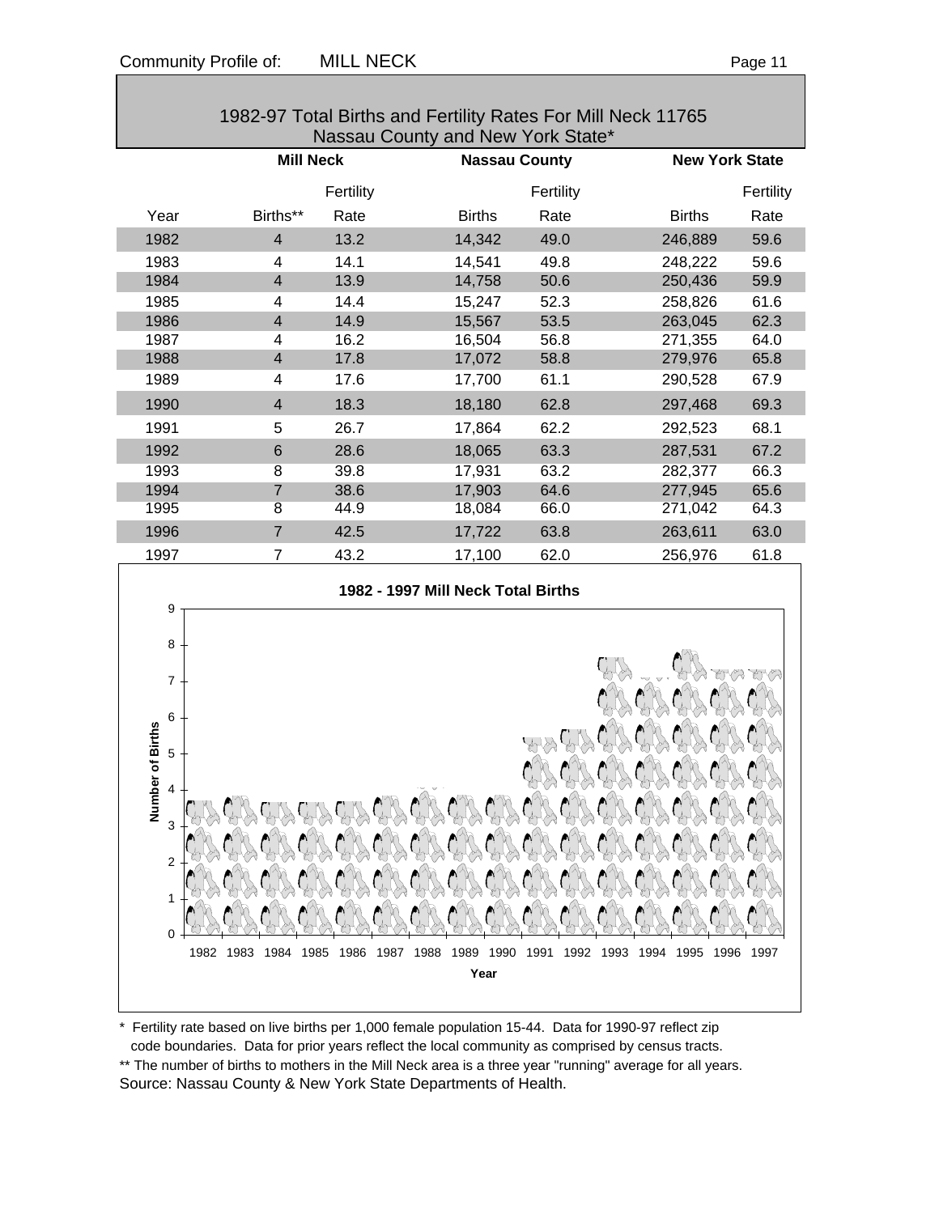## 1982-97 Total Births and Fertility Rates For Mill Neck 11765 Nassau County and New York State*

| | Mill Neck | | Nassau County | | New York State | |
|---|---|---|---|---|---|---|
| Year | Births** | Fertility Rate | Births | Fertility Rate | Births | Fertility Rate |
| 1982 | 4 | 13.2 | 14,342 | 49.0 | 246,889 | 59.6 |
| 1983 | 4 | 14.1 | 14,541 | 49.8 | 248,222 | 59.6 |
| 1984 | 4 | 13.9 | 14,758 | 50.6 | 250,436 | 59.9 |
| 1985 | 4 | 14.4 | 15,247 | 52.3 | 258,826 | 61.6 |
| 1986 | 4 | 14.9 | 15,567 | 53.5 | 263,045 | 62.3 |
| 1987 | 4 | 16.2 | 16,504 | 56.8 | 271,355 | 64.0 |
| 1988 | 4 | 17.8 | 17,072 | 58.8 | 279,976 | 65.8 |
| 1989 | 4 | 17.6 | 17,700 | 61.1 | 290,528 | 67.9 |
| 1990 | 4 | 18.3 | 18,180 | 62.8 | 297,468 | 69.3 |
| 1991 | 5 | 26.7 | 17,864 | 62.2 | 292,523 | 68.1 |
| 1992 | 6 | 28.6 | 18,065 | 63.3 | 287,531 | 67.2 |
| 1993 | 8 | 39.8 | 17,931 | 63.2 | 282,377 | 66.3 |
| 1994 | 7 | 38.6 | 17,903 | 64.6 | 277,945 | 65.6 |
| 1995 | 8 | 44.9 | 18,084 | 66.0 | 271,042 | 64.3 |
| 1996 | 7 | 42.5 | 17,722 | 63.8 | 263,611 | 63.0 |
| 1997 | 7 | 43.2 | 17,100 | 62.0 | 256,976 | 61.8 |

**1982 - 1997 Mill Neck Total Births**

\* Fertility rate based on live births per 1,000 female population 15-44. Data for 1990-97 reflect zip code boundaries. Data for prior years reflect the local community as comprised by census tracts.

** The number of births to mothers in the Mill Neck area is a three year "running" average for all years.

Source: Nassau County & New York State Departments of Health.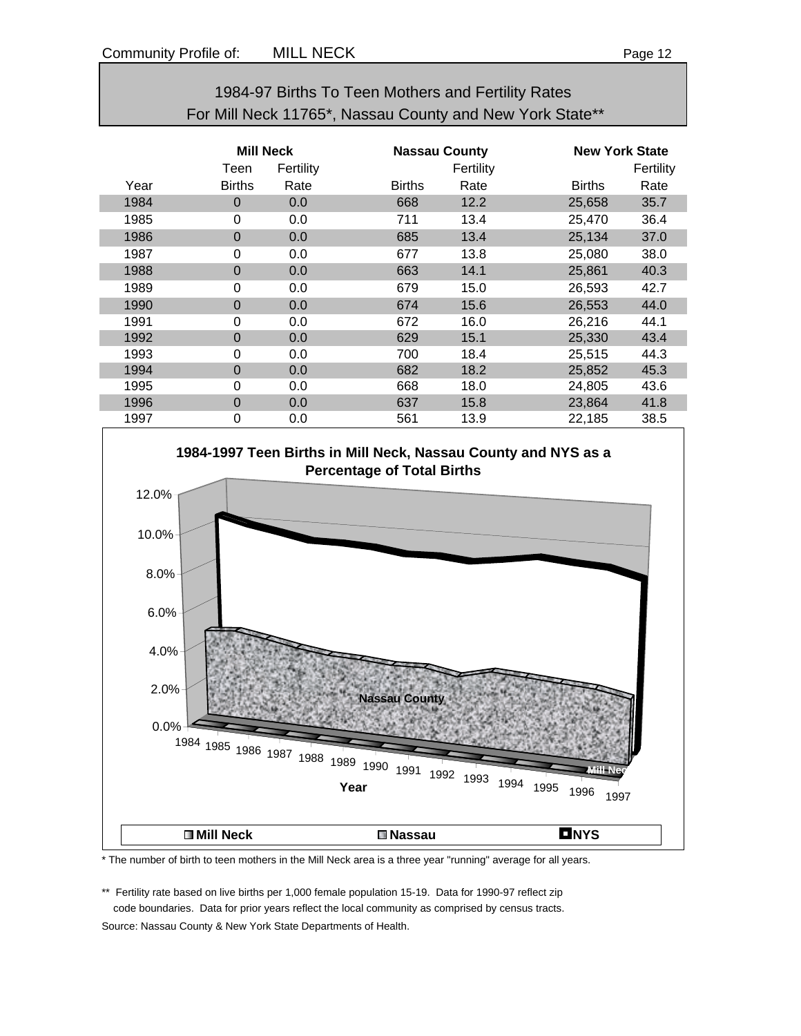Community Profile of: MILL NECK

## 1984-97 Births To Teen Mothers and Fertility Rates For Mill Neck 11765*, Nassau County and New York State**

| | Mill Neck | | Nassau County | | New York State | |
|---|---|---|---|---|---|---|
| | Teen | Fertility | | Fertility | | Fertility |
| Year | Births | Rate | Births | Rate | Births | Rate |
| 1984 | 0 | 0.0 | 668 | 12.2 | 25,658 | 35.7 |
| 1985 | 0 | 0.0 | 711 | 13.4 | 25,470 | 36.4 |
| 1986 | 0 | 0.0 | 685 | 13.4 | 25,134 | 37.0 |
| 1987 | 0 | 0.0 | 677 | 13.8 | 25,080 | 38.0 |
| 1988 | 0 | 0.0 | 663 | 14.1 | 25,861 | 40.3 |
| 1989 | 0 | 0.0 | 679 | 15.0 | 26,593 | 42.7 |
| 1990 | 0 | 0.0 | 674 | 15.6 | 26,553 | 44.0 |
| 1991 | 0 | 0.0 | 672 | 16.0 | 26,216 | 44.1 |
| 1992 | 0 | 0.0 | 629 | 15.1 | 25,330 | 43.4 |
| 1993 | 0 | 0.0 | 700 | 18.4 | 25,515 | 44.3 |
| 1994 | 0 | 0.0 | 682 | 18.2 | 25,852 | 45.3 |
| 1995 | 0 | 0.0 | 668 | 18.0 | 24,805 | 43.6 |
| 1996 | 0 | 0.0 | 637 | 15.8 | 23,864 | 41.8 |
| 1997 | 0 | 0.0 | 561 | 13.9 | 22,185 | 38.5 |

**1984-1997 Teen Births in Mill Neck, Nassau County and NYS as a Percentage of Total Births**

* The number of birth to teen mothers in the Mill Neck area is a three year "running" average for all years.

** Fertility rate based on live births per 1,000 female population 15-19. Data for 1990-97 reflect zip code boundaries. Data for prior years reflect the local community as comprised by census tracts.

Source: Nassau County & New York State Departments of Health.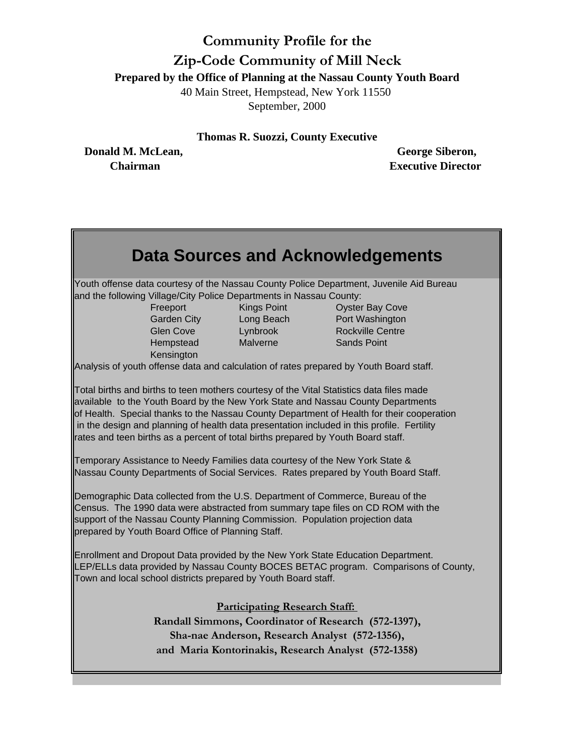# Community Profile for the

# Zip-Code Community of Mill Neck

**Prepared by the Office of Planning at the Nassau County Youth Board**

40 Main Street, Hempstead, New York 11550

September, 2000

**Thomas R. Suozzi, County Executive**

**Donald M. McLean, Chairman**

**George Siberon, Executive Director**

## Data Sources and Acknowledgements

Youth offense data courtesy of the Nassau County Police Department, Juvenile Aid Bureau and the following Village/City Police Departments in Nassau County:

| | | |
|---|---|---|
| Freeport | Kings Point | Oyster Bay Cove |
| Garden City | Long Beach | Port Washington |
| Glen Cove | Lynbrook | Rockville Centre |
| Hempstead | Malverne | Sands Point |
| Kensington | | |

Analysis of youth offense data and calculation of rates prepared by Youth Board staff.

Total births and births to teen mothers courtesy of the Vital Statistics data files made available to the Youth Board by the New York State and Nassau County Departments of Health. Special thanks to the Nassau County Department of Health for their cooperation in the design and planning of health data presentation included in this profile. Fertility rates and teen births as a percent of total births prepared by Youth Board staff.

Temporary Assistance to Needy Families data courtesy of the New York State & Nassau County Departments of Social Services. Rates prepared by Youth Board Staff.

Demographic Data collected from the U.S. Department of Commerce, Bureau of the Census. The 1990 data were abstracted from summary tape files on CD ROM with the support of the Nassau County Planning Commission. Population projection data prepared by Youth Board Office of Planning Staff.

Enrollment and Dropout Data provided by the New York State Education Department. LEP/ELLs data provided by Nassau County BOCES BETAC program. Comparisons of County, Town and local school districts prepared by Youth Board staff.

**Participating Research Staff:**

**Randall Simmons, Coordinator of Research (572-1397),**
**Sha-nae Anderson, Research Analyst (572-1356),**
**and Maria Kontorinakis, Research Analyst (572-1358)**